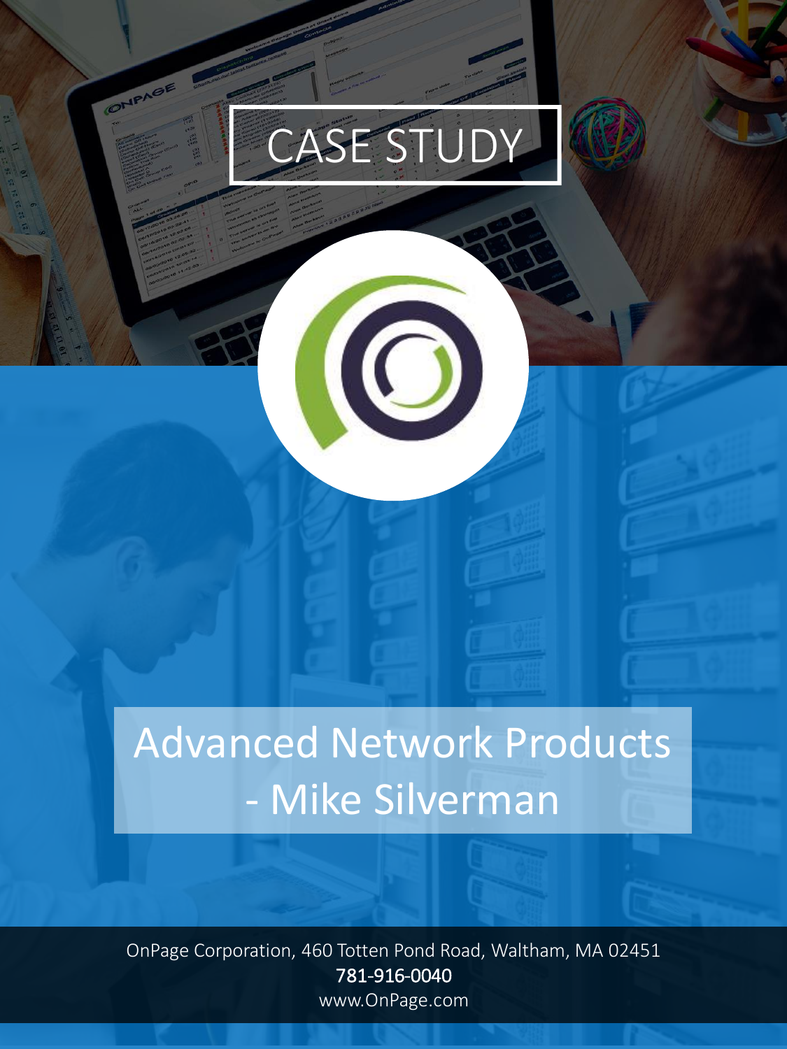# CASE STUDY

## Advanced Network Products - Mike Silverman

OnPage Corporation, 460 Totten Pond Road, Waltham, MA 02451
781-916-0040
www.OnPage.com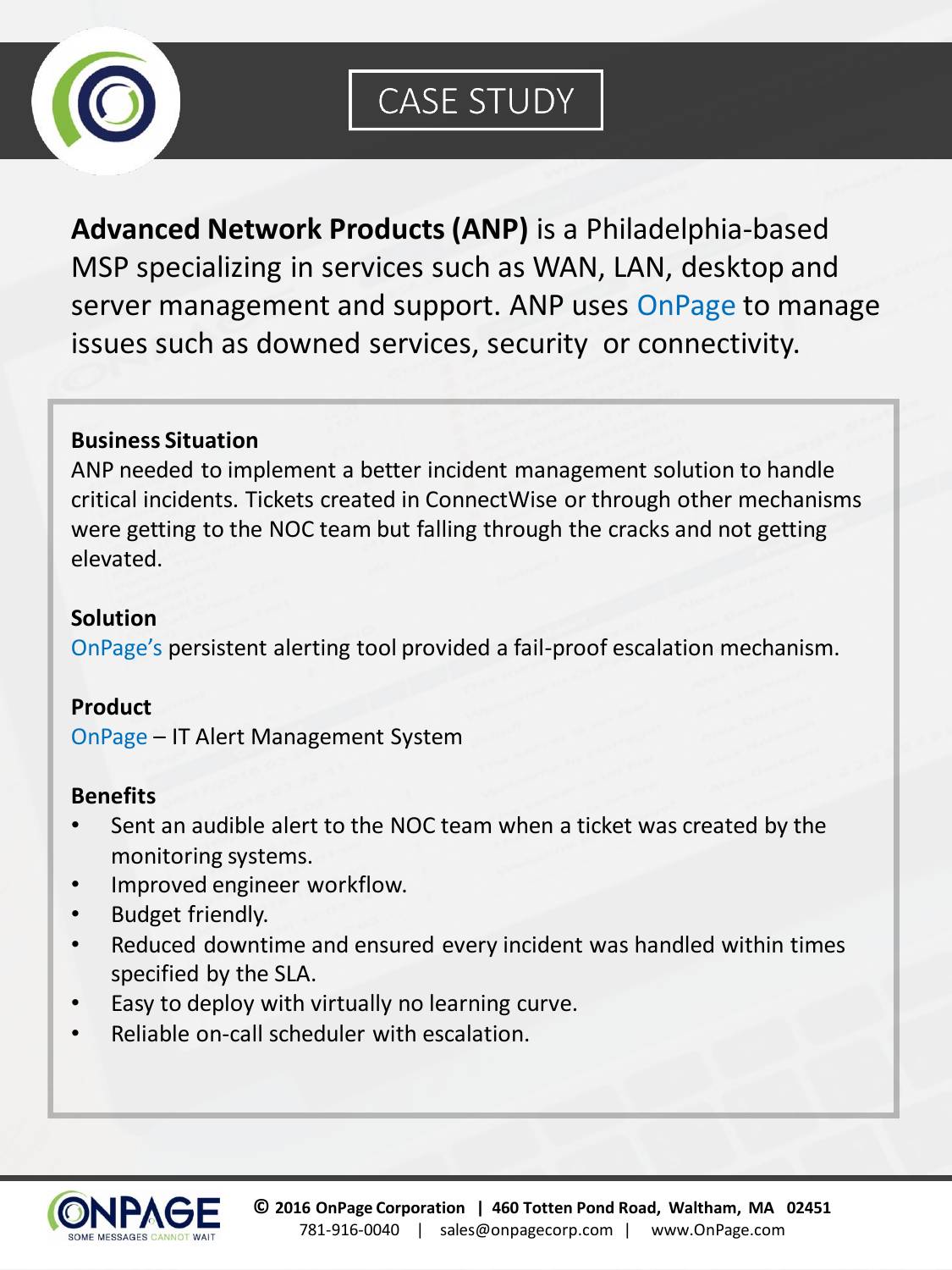# CASE STUDY

**Advanced Network Products (ANP)** is a Philadelphia-based MSP specializing in services such as WAN, LAN, desktop and server management and support. ANP uses OnPage to manage issues such as downed services, security or connectivity.

### Business Situation

ANP needed to implement a better incident management solution to handle critical incidents. Tickets created in ConnectWise or through other mechanisms were getting to the NOC team but falling through the cracks and not getting elevated.

### Solution

OnPage's persistent alerting tool provided a fail-proof escalation mechanism.

### Product

OnPage – IT Alert Management System

### Benefits

- Sent an audible alert to the NOC team when a ticket was created by the monitoring systems.
- Improved engineer workflow.
- Budget friendly.
- Reduced downtime and ensured every incident was handled within times specified by the SLA.
- Easy to deploy with virtually no learning curve.
- Reliable on-call scheduler with escalation.

**© 2016 OnPage Corporation | 460 Totten Pond Road, Waltham, MA 02451**
781-916-0040 | sales@onpagecorp.com | www.OnPage.com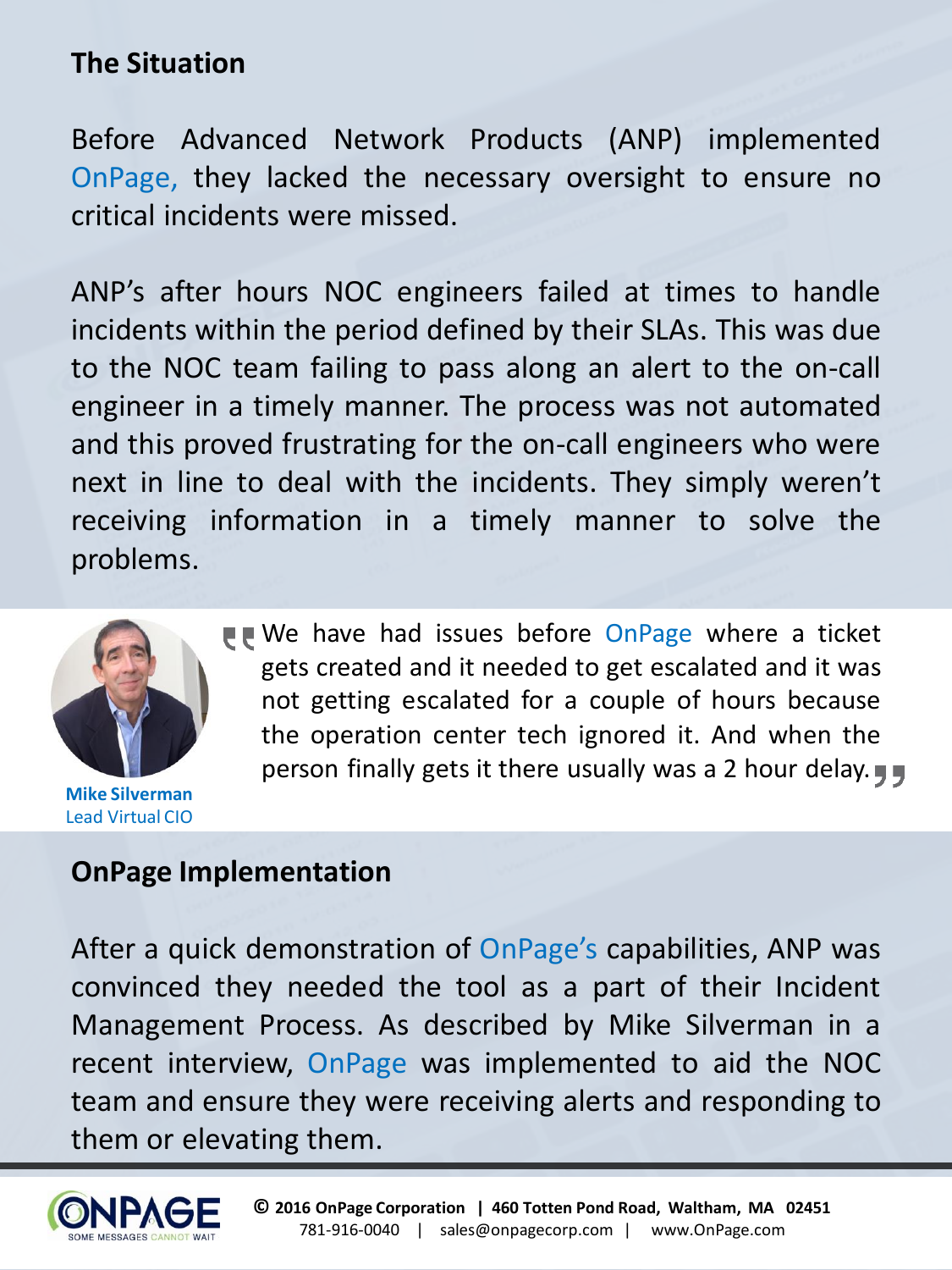## The Situation

Before Advanced Network Products (ANP) implemented OnPage, they lacked the necessary oversight to ensure no critical incidents were missed.

ANP's after hours NOC engineers failed at times to handle incidents within the period defined by their SLAs. This was due to the NOC team failing to pass along an alert to the on-call engineer in a timely manner. The process was not automated and this proved frustrating for the on-call engineers who were next in line to deal with the incidents. They simply weren't receiving information in a timely manner to solve the problems.

> "We have had issues before OnPage where a ticket gets created and it needed to get escalated and it was not getting escalated for a couple of hours because the operation center tech ignored it. And when the person finally gets it there usually was a 2 hour delay."
>
> **Mike Silverman**
> Lead Virtual CIO

## OnPage Implementation

After a quick demonstration of OnPage's capabilities, ANP was convinced they needed the tool as a part of their Incident Management Process. As described by Mike Silverman in a recent interview, OnPage was implemented to aid the NOC team and ensure they were receiving alerts and responding to them or elevating them.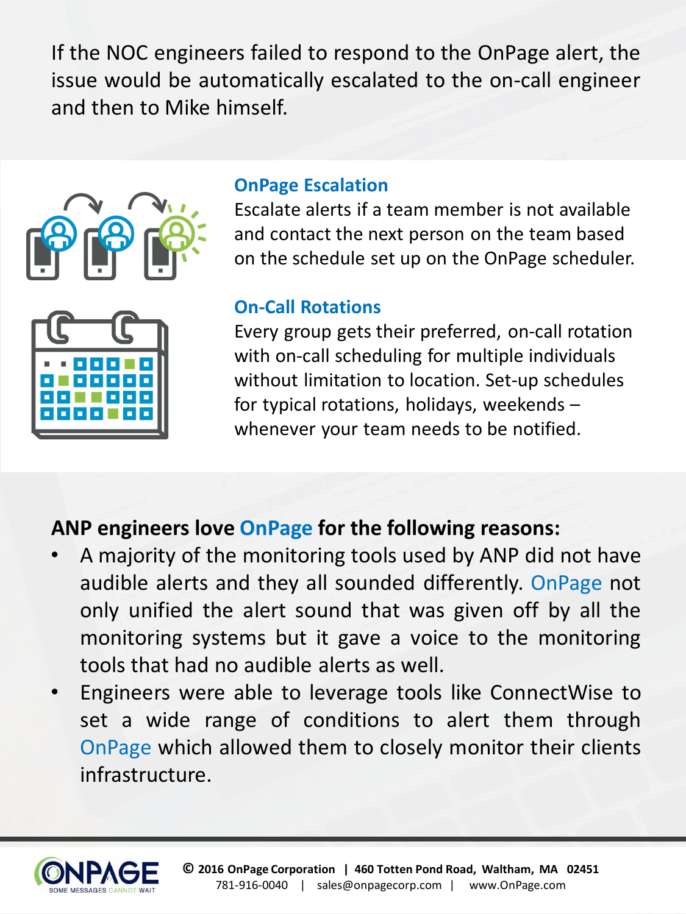If the NOC engineers failed to respond to the OnPage alert, the issue would be automatically escalated to the on-call engineer and then to Mike himself.

### OnPage Escalation

Escalate alerts if a team member is not available and contact the next person on the team based on the schedule set up on the OnPage scheduler.

### On-Call Rotations

Every group gets their preferred, on-call rotation with on-call scheduling for multiple individuals without limitation to location. Set-up schedules for typical rotations, holidays, weekends – whenever your team needs to be notified.

## ANP engineers love OnPage for the following reasons:

- A majority of the monitoring tools used by ANP did not have audible alerts and they all sounded differently. OnPage not only unified the alert sound that was given off by all the monitoring systems but it gave a voice to the monitoring tools that had no audible alerts as well.
- Engineers were able to leverage tools like ConnectWise to set a wide range of conditions to alert them through OnPage which allowed them to closely monitor their clients infrastructure.

© 2016 OnPage Corporation | 460 Totten Pond Road, Waltham, MA 02451
781-916-0040 | sales@onpagecorp.com | www.OnPage.com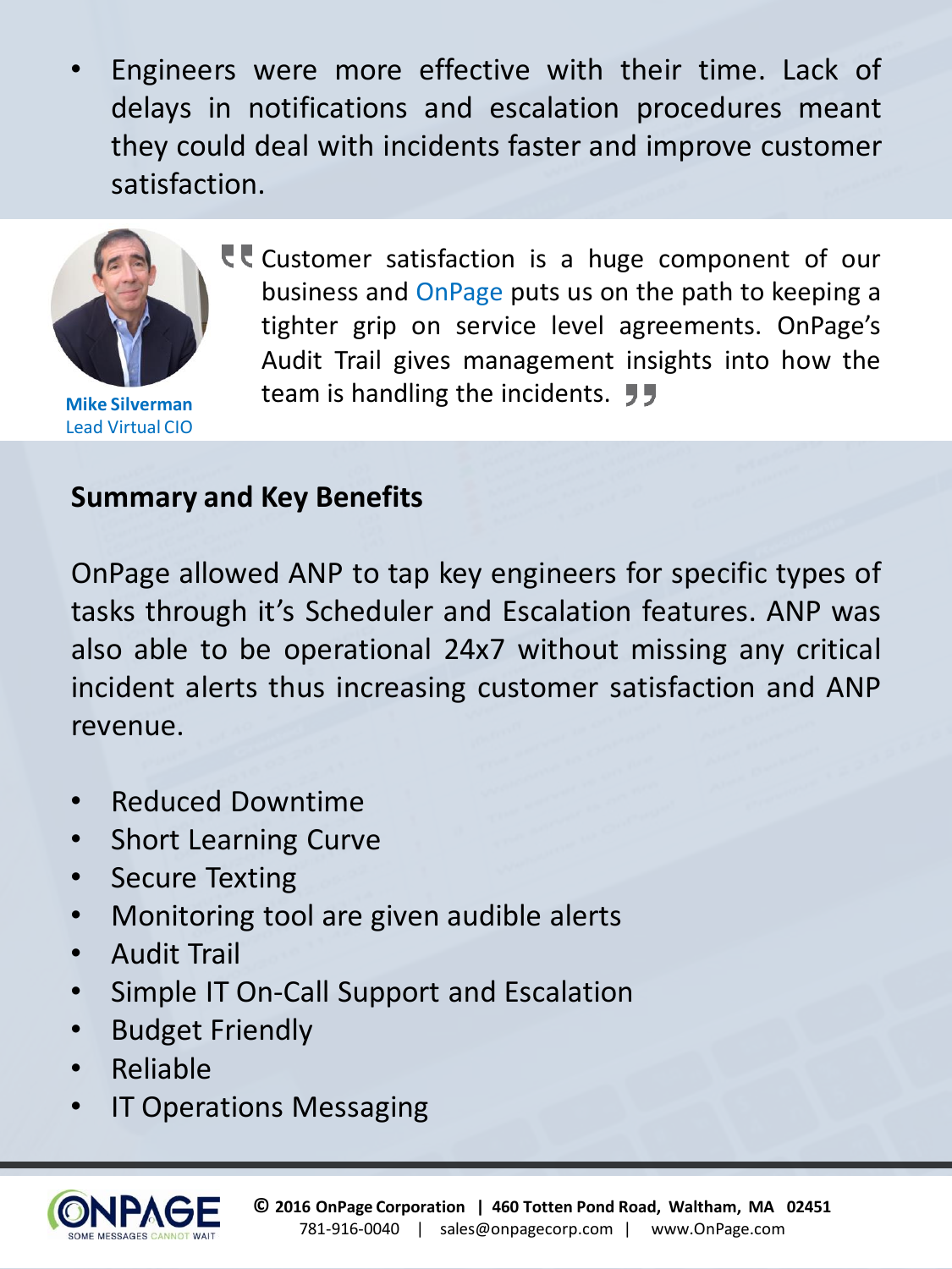- Engineers were more effective with their time. Lack of delays in notifications and escalation procedures meant they could deal with incidents faster and improve customer satisfaction.

> Customer satisfaction is a huge component of our business and OnPage puts us on the path to keeping a tighter grip on service level agreements. OnPage's Audit Trail gives management insights into how the team is handling the incidents.

**Mike Silverman**
Lead Virtual CIO

## Summary and Key Benefits

OnPage allowed ANP to tap key engineers for specific types of tasks through it's Scheduler and Escalation features. ANP was also able to be operational 24x7 without missing any critical incident alerts thus increasing customer satisfaction and ANP revenue.

- Reduced Downtime
- Short Learning Curve
- Secure Texting
- Monitoring tool are given audible alerts
- Audit Trail
- Simple IT On-Call Support and Escalation
- Budget Friendly
- Reliable
- IT Operations Messaging

ONPAGE SOME MESSAGES CANNOT WAIT

**© 2016 OnPage Corporation | 460 Totten Pond Road, Waltham, MA 02451**
781-916-0040 | sales@onpagecorp.com | www.OnPage.com